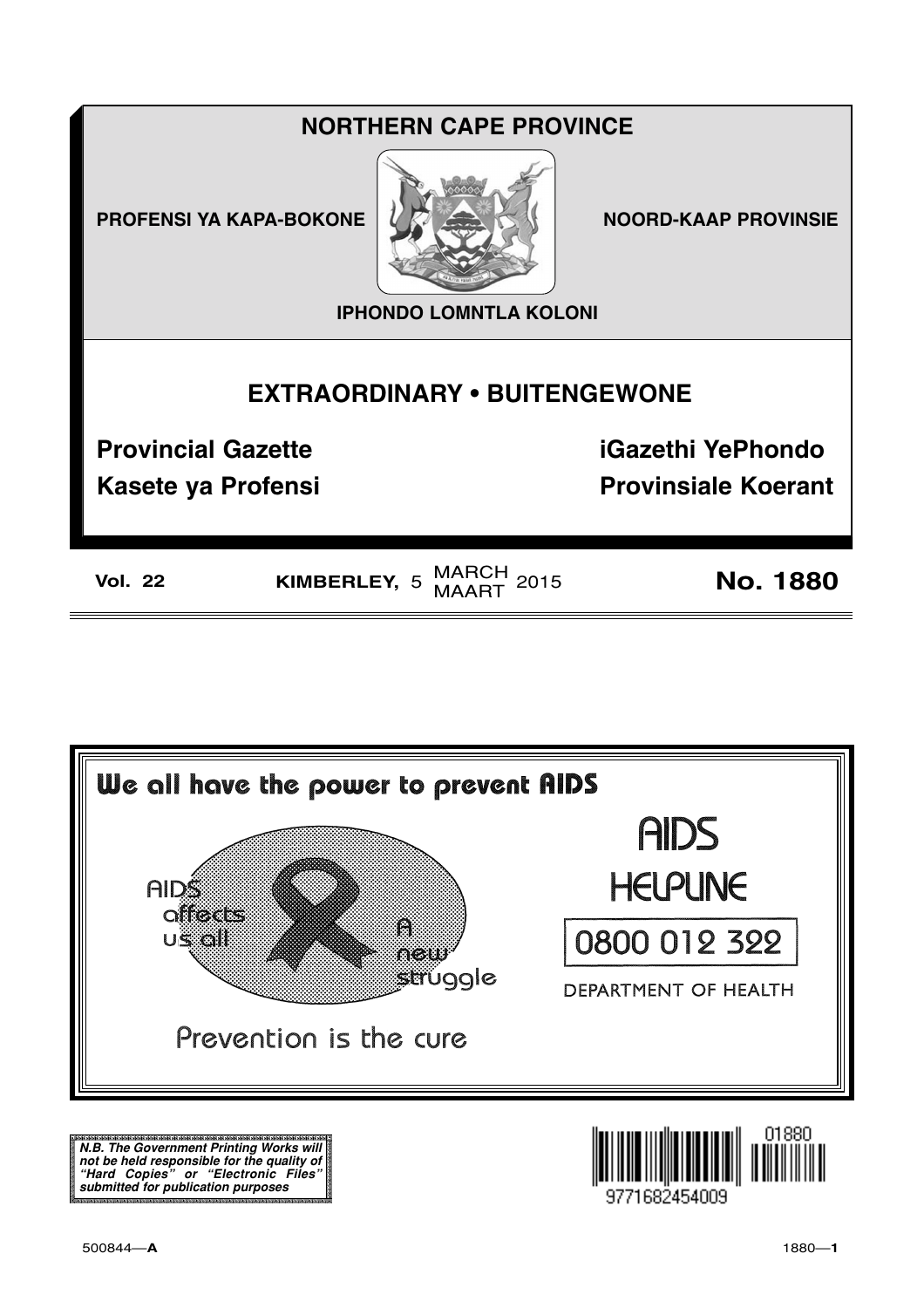# NORTHERN CAPE PROVINCE

**PROFENSI YA KAPA-BOKONE** **NOORD-KAAP PROVINSIE**

**IPHONDO LOMNTLA KOLONI**

## EXTRAORDINARY • BUITENGEWONE

**Provincial Gazette** **iGazethi YePhondo**

**Kasete ya Profensi** **Provinsiale Koerant**

**Vol. 22** **KIMBERLEY,** 5 MARCH MAART 2015 **No. 1880**

**We all have the power to prevent AIDS**

AIDS affects us all

A new struggle

Prevention is the cure

AIDS HELPLINE

0800 012 322

DEPARTMENT OF HEALTH

***N.B. The Government Printing Works will not be held responsible for the quality of "Hard Copies" or "Electronic Files" submitted for publication purposes***

01880

9771682454009

500844—**A**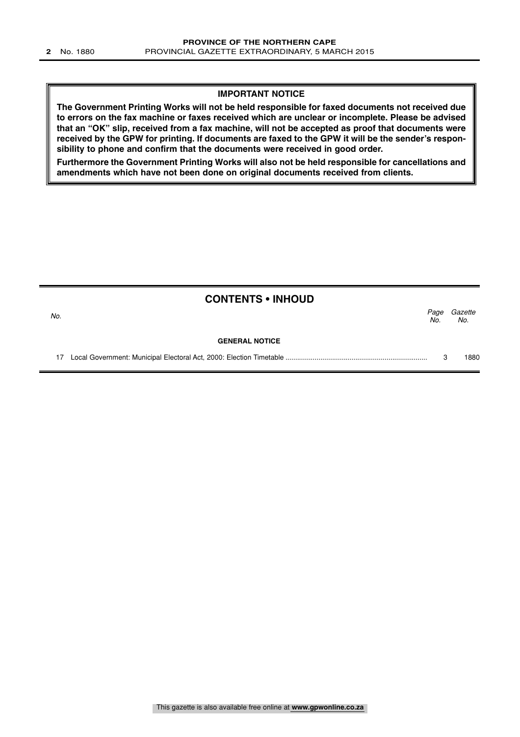## IMPORTANT NOTICE

**The Government Printing Works will not be held responsible for faxed documents not received due to errors on the fax machine or faxes received which are unclear or incomplete. Please be advised that an "OK" slip, received from a fax machine, will not be accepted as proof that documents were received by the GPW for printing. If documents are faxed to the GPW it will be the sender's responsibility to phone and confirm that the documents were received in good order.**

**Furthermore the Government Printing Works will also not be held responsible for cancellations and amendments which have not been done on original documents received from clients.**

## CONTENTS • INHOUD

| *No.* | | *Page No.* | *Gazette No.* |
|---|---|---|---|
| | **GENERAL NOTICE** | | |
| 17 | Local Government: Municipal Electoral Act, 2000: Election Timetable | 3 | 1880 |

This gazette is also available free online at **www.gpwonline.co.za**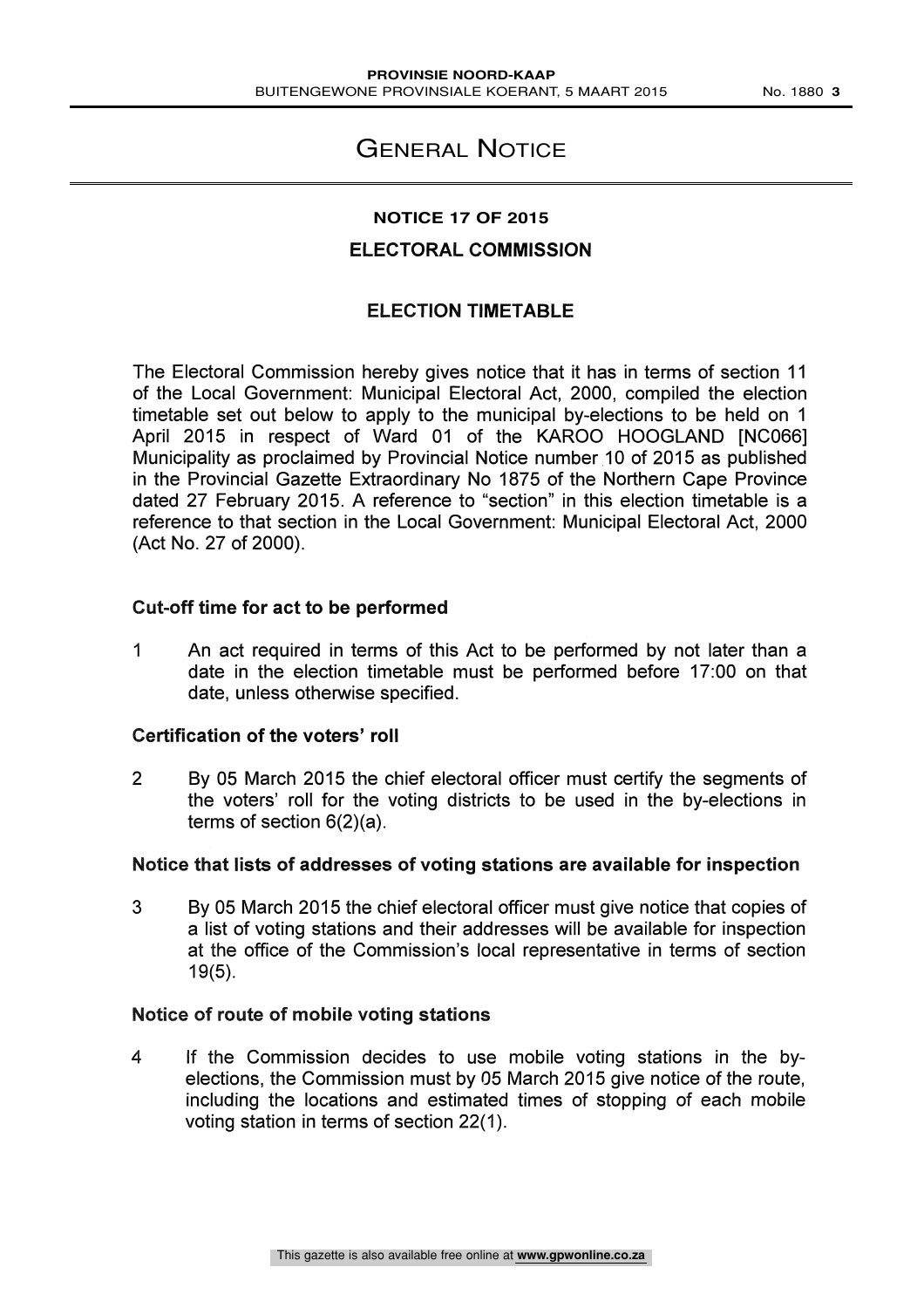# General Notice

## NOTICE 17 OF 2015

## ELECTORAL COMMISSION

### ELECTION TIMETABLE

The Electoral Commission hereby gives notice that it has in terms of section 11 of the Local Government: Municipal Electoral Act, 2000, compiled the election timetable set out below to apply to the municipal by-elections to be held on 1 April 2015 in respect of Ward 01 of the KAROO HOOGLAND [NC066] Municipality as proclaimed by Provincial Notice number 10 of 2015 as published in the Provincial Gazette Extraordinary No 1875 of the Northern Cape Province dated 27 February 2015. A reference to "section" in this election timetable is a reference to that section in the Local Government: Municipal Electoral Act, 2000 (Act No. 27 of 2000).

**Cut-off time for act to be performed**

1 An act required in terms of this Act to be performed by not later than a date in the election timetable must be performed before 17:00 on that date, unless otherwise specified.

**Certification of the voters' roll**

2 By 05 March 2015 the chief electoral officer must certify the segments of the voters' roll for the voting districts to be used in the by-elections in terms of section 6(2)(a).

**Notice that lists of addresses of voting stations are available for inspection**

3 By 05 March 2015 the chief electoral officer must give notice that copies of a list of voting stations and their addresses will be available for inspection at the office of the Commission's local representative in terms of section 19(5).

**Notice of route of mobile voting stations**

4 If the Commission decides to use mobile voting stations in the by-elections, the Commission must by 05 March 2015 give notice of the route, including the locations and estimated times of stopping of each mobile voting station in terms of section 22(1).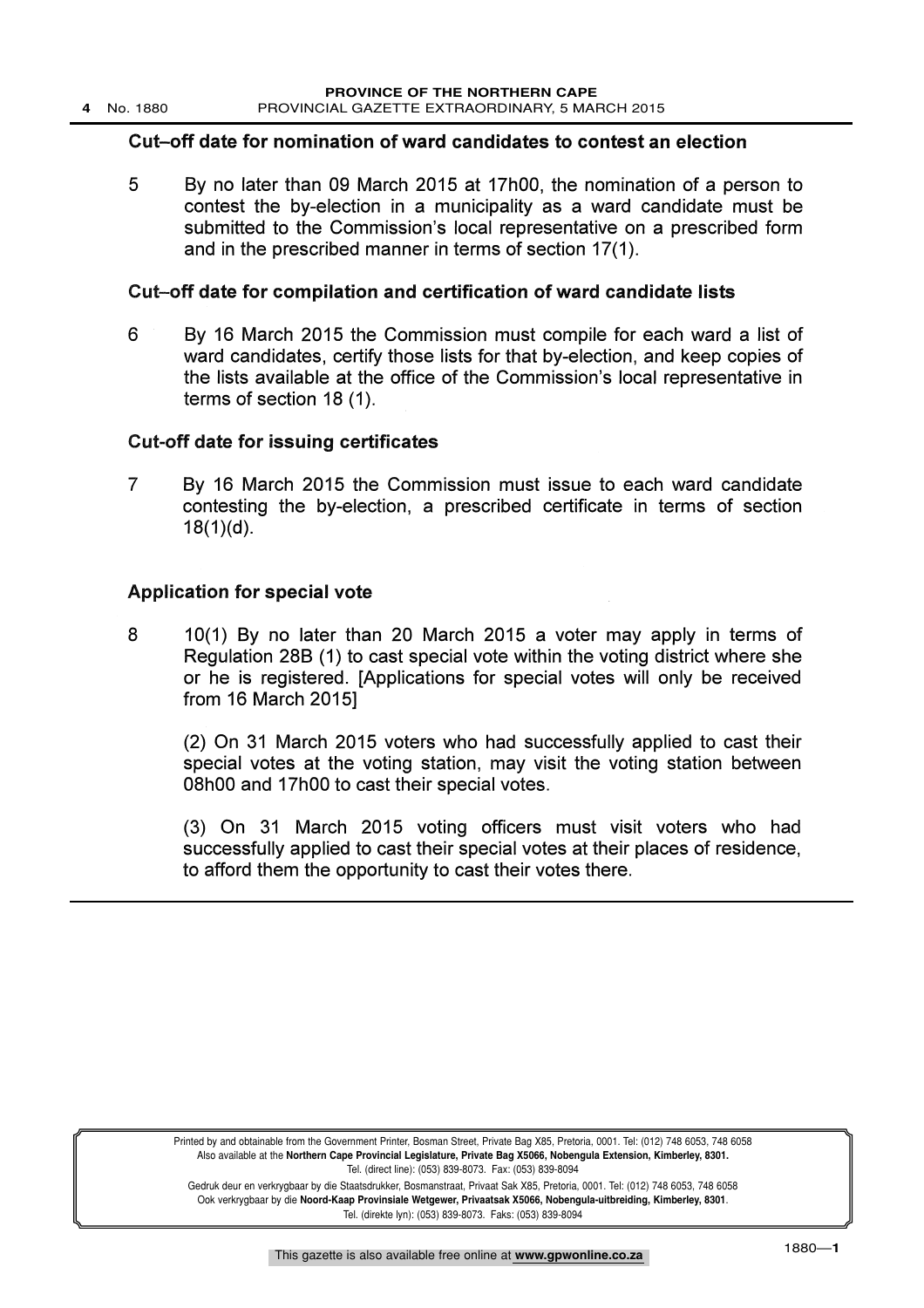### Cut–off date for nomination of ward candidates to contest an election

5 By no later than 09 March 2015 at 17h00, the nomination of a person to contest the by-election in a municipality as a ward candidate must be submitted to the Commission's local representative on a prescribed form and in the prescribed manner in terms of section 17(1).

### Cut–off date for compilation and certification of ward candidate lists

6 By 16 March 2015 the Commission must compile for each ward a list of ward candidates, certify those lists for that by-election, and keep copies of the lists available at the office of the Commission's local representative in terms of section 18 (1).

### Cut-off date for issuing certificates

7 By 16 March 2015 the Commission must issue to each ward candidate contesting the by-election, a prescribed certificate in terms of section 18(1)(d).

### Application for special vote

8 10(1) By no later than 20 March 2015 a voter may apply in terms of Regulation 28B (1) to cast special vote within the voting district where she or he is registered. [Applications for special votes will only be received from 16 March 2015]

(2) On 31 March 2015 voters who had successfully applied to cast their special votes at the voting station, may visit the voting station between 08h00 and 17h00 to cast their special votes.

(3) On 31 March 2015 voting officers must visit voters who had successfully applied to cast their special votes at their places of residence, to afford them the opportunity to cast their votes there.

Printed by and obtainable from the Government Printer, Bosman Street, Private Bag X85, Pretoria, 0001. Tel: (012) 748 6053, 748 6058
Also available at the **Northern Cape Provincial Legislature, Private Bag X5066, Nobengula Extension, Kimberley, 8301.**
Tel. (direct line): (053) 839-8073. Fax: (053) 839-8094

Gedruk deur en verkrygbaar by die Staatsdrukker, Bosmanstraat, Privaat Sak X85, Pretoria, 0001. Tel: (012) 748 6053, 748 6058
Ook verkrygbaar by die **Noord-Kaap Provinsiale Wetgewer, Privaatsak X5066, Nobengula-uitbreiding, Kimberley, 8301**.
Tel. (direkte lyn): (053) 839-8073. Faks: (053) 839-8094

This gazette is also available free online at **www.gpwonline.co.za**